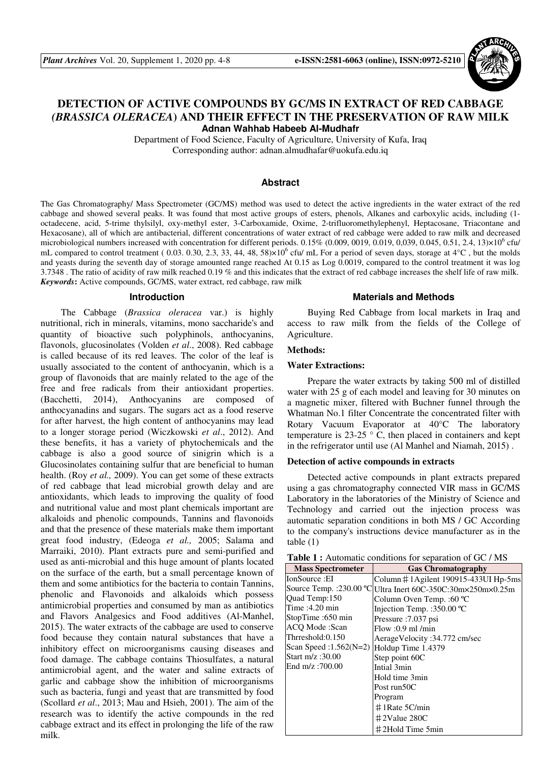# DETECTION OF ACTIVE COMPOUNDS BY GC/MS IN EXTRACT OF RED CABBAGE (*BRASSICA OLERACEA*) AND THEIR EFFECT IN THE PRESERVATION OF RAW MILK

**Adnan Wahhab Habeeb Al-Mudhafr**

Department of Food Science, Faculty of Agriculture, University of Kufa, Iraq

Corresponding author: adnan.almudhafar@uokufa.edu.iq

## Abstract

The Gas Chromatography/ Mass Spectrometer (GC/MS) method was used to detect the active ingredients in the water extract of the red cabbage and showed several peaks. It was found that most active groups of esters, phenols, Alkanes and carboxylic acids, including (1-octadecene, acid, 5-trime thylsilyl, oxy-methyl ester, 3-Carboxamide, Oxime, 2-trifluoromethylephenyl, Heptacosane, Triacontane and Hexacosane), all of which are antibacterial, different concentrations of water extract of red cabbage were added to raw milk and decreased microbiological numbers increased with concentration for different periods. 0.15% (0.009, 0019, 0.019, 0,039, 0.045, 0.51, 2.4, 13)×$10^6$ cfu/ mL compared to control treatment ( 0.03. 0.30, 2.3, 33, 44, 48, 58)×$10^6$ cfu/ mL For a period of seven days, storage at 4°C , but the molds and yeasts during the seventh day of storage amounted range reached At 0.15 as Log 0.0019, compared to the control treatment it was log 3.7348 . The ratio of acidity of raw milk reached 0.19 % and this indicates that the extract of red cabbage increases the shelf life of raw milk.

***Keywords*:** Active compounds, GC/MS, water extract, red cabbage, raw milk

## Introduction

The Cabbage (*Brassica oleracea* var.) is highly nutritional, rich in minerals, vitamins, mono saccharide's and quantity of bioactive such polyphinols, anthocyanins, flavonols, glucosinolates (Volden *et al*., 2008). Red cabbage is called because of its red leaves. The color of the leaf is usually associated to the content of anthocyanin, which is a group of flavonoids that are mainly related to the age of the free and free radicals from their antioxidant properties. (Bacchetti, 2014), Anthocyanins are composed of anthocyanadins and sugars. The sugars act as a food reserve for after harvest, the high content of anthocyanins may lead to a longer storage period (Wiczkowski *et al*., 2012). And these benefits, it has a variety of phytochemicals and the cabbage is also a good source of sinigrin which is a Glucosinolates containing sulfur that are beneficial to human health. (Roy *et al.,* 2009). You can get some of these extracts of red cabbage that lead microbial growth delay and are antioxidants, which leads to improving the quality of food and nutritional value and most plant chemicals important are alkaloids and phenolic compounds, Tannins and flavonoids and that the presence of these materials make them important great food industry, (Edeoga *et al.,* 2005; Salama and Marraiki, 2010). Plant extracts pure and semi-purified and used as anti-microbial and this huge amount of plants located on the surface of the earth, but a small percentage known of them and some antibiotics for the bacteria to contain Tannins, phenolic and Flavonoids and alkaloids which possess antimicrobial properties and consumed by man as antibiotics and Flavors Analgesics and Food additives (Al-Manhel, 2015). The water extracts of the cabbage are used to conserve food because they contain natural substances that have a inhibitory effect on microorganisms causing diseases and food damage. The cabbage contains Thiosulfates, a natural antimicrobial agent, and the water and saline extracts of garlic and cabbage show the inhibition of microorganisms such as bacteria, fungi and yeast that are transmitted by food (Scollard *et al*., 2013; Mau and Hsieh, 2001). The aim of the research was to identify the active compounds in the red cabbage extract and its effect in prolonging the life of the raw milk.

## Materials and Methods

Buying Red Cabbage from local markets in Iraq and access to raw milk from the fields of the College of Agriculture.

### Methods:

### Water Extractions:

Prepare the water extracts by taking 500 ml of distilled water with 25 g of each model and leaving for 30 minutes on a magnetic mixer, filtered with Buchner funnel through the Whatman No.1 filter Concentrate the concentrated filter with Rotary Vacuum Evaporator at 40°C The laboratory temperature is 23-25 ° C, then placed in containers and kept in the refrigerator until use (Al Manhel and Niamah, 2015) .

### Detection of active compounds in extracts

Detected active compounds in plant extracts prepared using a gas chromatography connected VIR mass in GC/MS Laboratory in the laboratories of the Ministry of Science and Technology and carried out the injection process was automatic separation conditions in both MS / GC According to the company's instructions device manufacturer as in the table (1)

**Table 1 :** Automatic conditions for separation of GC / MS

| Mass Spectrometer | Gas Chromatography |
|---|---|
| IonSource :EI | Column＃1Agilent 190915-433UI Hp-5ms |
| Source Temp. :230.00 ºC | Ultra Inert 60C-350C:30m×250m×0.25m |
| Quad Temp:150 | Column Oven Temp. :60 ºC |
| Time :4.20 min | Injection Temp. :350.00 ºC |
| StopTime :650 min | Pressure :7.037 psi |
| ACQ Mode :Scan | Flow :0.9 ml /min |
| Thrreshold:0.150 | AerageVelocity :34.772 cm/sec |
| Scan Speed :1.562(N=2) | Holdup Time 1.4379 |
| Start m/z :30.00 | Step point 60C |
| End m/z :700.00 | Intial 3min |
| | Hold time 3min |
| | Post run50C |
| | Program |
| | ＃1Rate 5C/min |
| | ＃2Value 280C |
| | ＃2Hold Time 5min |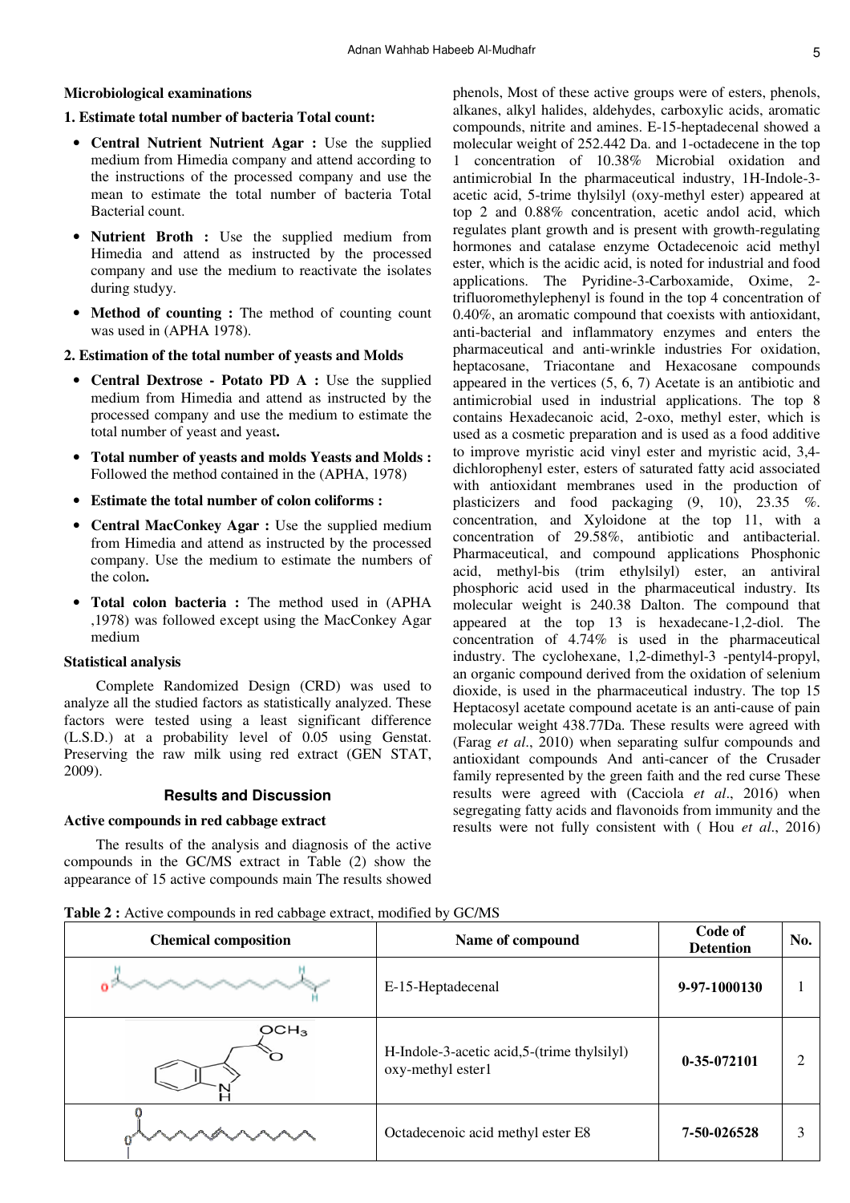**Microbiological examinations**

**1. Estimate total number of bacteria Total count:**

- **Central Nutrient Nutrient Agar :** Use the supplied medium from Himedia company and attend according to the instructions of the processed company and use the mean to estimate the total number of bacteria Total Bacterial count.
- **Nutrient Broth :** Use the supplied medium from Himedia and attend as instructed by the processed company and use the medium to reactivate the isolates during studyy.
- **Method of counting :** The method of counting count was used in (APHA 1978).

**2. Estimation of the total number of yeasts and Molds**

- **Central Dextrose - Potato PD A :** Use the supplied medium from Himedia and attend as instructed by the processed company and use the medium to estimate the total number of yeast and yeast**.**
- **Total number of yeasts and molds Yeasts and Molds :** Followed the method contained in the (APHA, 1978)
- **Estimate the total number of colon coliforms :**
- **Central MacConkey Agar :** Use the supplied medium from Himedia and attend as instructed by the processed company. Use the medium to estimate the numbers of the colon**.**
- **Total colon bacteria :** The method used in (APHA ,1978) was followed except using the MacConkey Agar medium

**Statistical analysis**

Complete Randomized Design (CRD) was used to analyze all the studied factors as statistically analyzed. These factors were tested using a least significant difference (L.S.D.) at a probability level of 0.05 using Genstat. Preserving the raw milk using red extract (GEN STAT, 2009).

## Results and Discussion

**Active compounds in red cabbage extract**

The results of the analysis and diagnosis of the active compounds in the GC/MS extract in Table (2) show the appearance of 15 active compounds main The results showed phenols, Most of these active groups were of esters, phenols, alkanes, alkyl halides, aldehydes, carboxylic acids, aromatic compounds, nitrite and amines. E-15-heptadecenal showed a molecular weight of 252.442 Da. and 1-octadecene in the top 1 concentration of 10.38% Microbial oxidation and antimicrobial In the pharmaceutical industry, 1H-Indole-3-acetic acid, 5-trime thylsilyl (oxy-methyl ester) appeared at top 2 and 0.88% concentration, acetic andol acid, which regulates plant growth and is present with growth-regulating hormones and catalase enzyme Octadecenoic acid methyl ester, which is the acidic acid, is noted for industrial and food applications. The Pyridine-3-Carboxamide, Oxime, 2-trifluoromethylephenyl is found in the top 4 concentration of 0.40%, an aromatic compound that coexists with antioxidant, anti-bacterial and inflammatory enzymes and enters the pharmaceutical and anti-wrinkle industries For oxidation, heptacosane, Triacontane and Hexacosane compounds appeared in the vertices (5, 6, 7) Acetate is an antibiotic and antimicrobial used in industrial applications. The top 8 contains Hexadecanoic acid, 2-oxo, methyl ester, which is used as a cosmetic preparation and is used as a food additive to improve myristic acid vinyl ester and myristic acid, 3,4-dichlorophenyl ester, esters of saturated fatty acid associated with antioxidant membranes used in the production of plasticizers and food packaging (9, 10), 23.35 %. concentration, and Xyloidone at the top 11, with a concentration of 29.58%, antibiotic and antibacterial. Pharmaceutical, and compound applications Phosphonic acid, methyl-bis (trim ethylsilyl) ester, an antiviral phosphoric acid used in the pharmaceutical industry. Its molecular weight is 240.38 Dalton. The compound that appeared at the top 13 is hexadecane-1,2-diol. The concentration of 4.74% is used in the pharmaceutical industry. The cyclohexane, 1,2-dimethyl-3 -pentyl4-propyl, an organic compound derived from the oxidation of selenium dioxide, is used in the pharmaceutical industry. The top 15 Heptacosyl acetate compound acetate is an anti-cause of pain molecular weight 438.77Da. These results were agreed with (Farag *et al*., 2010) when separating sulfur compounds and antioxidant compounds And anti-cancer of the Crusader family represented by the green faith and the red curse These results were agreed with (Cacciola *et al*., 2016) when segregating fatty acids and flavonoids from immunity and the results were not fully consistent with ( Hou *et al*., 2016)

**Table 2 :** Active compounds in red cabbage extract, modified by GC/MS

| Chemical composition | Name of compound | Code of Detention | No. |
|---|---|---|---|
| | E-15-Heptadecenal | **9-97-1000130** | 1 |
| | H-Indole-3-acetic acid,5-(trime thylsilyl) oxy-methyl ester1 | **0-35-072101** | 2 |
| | Octadecenoic acid methyl ester E8 | **7-50-026528** | 3 |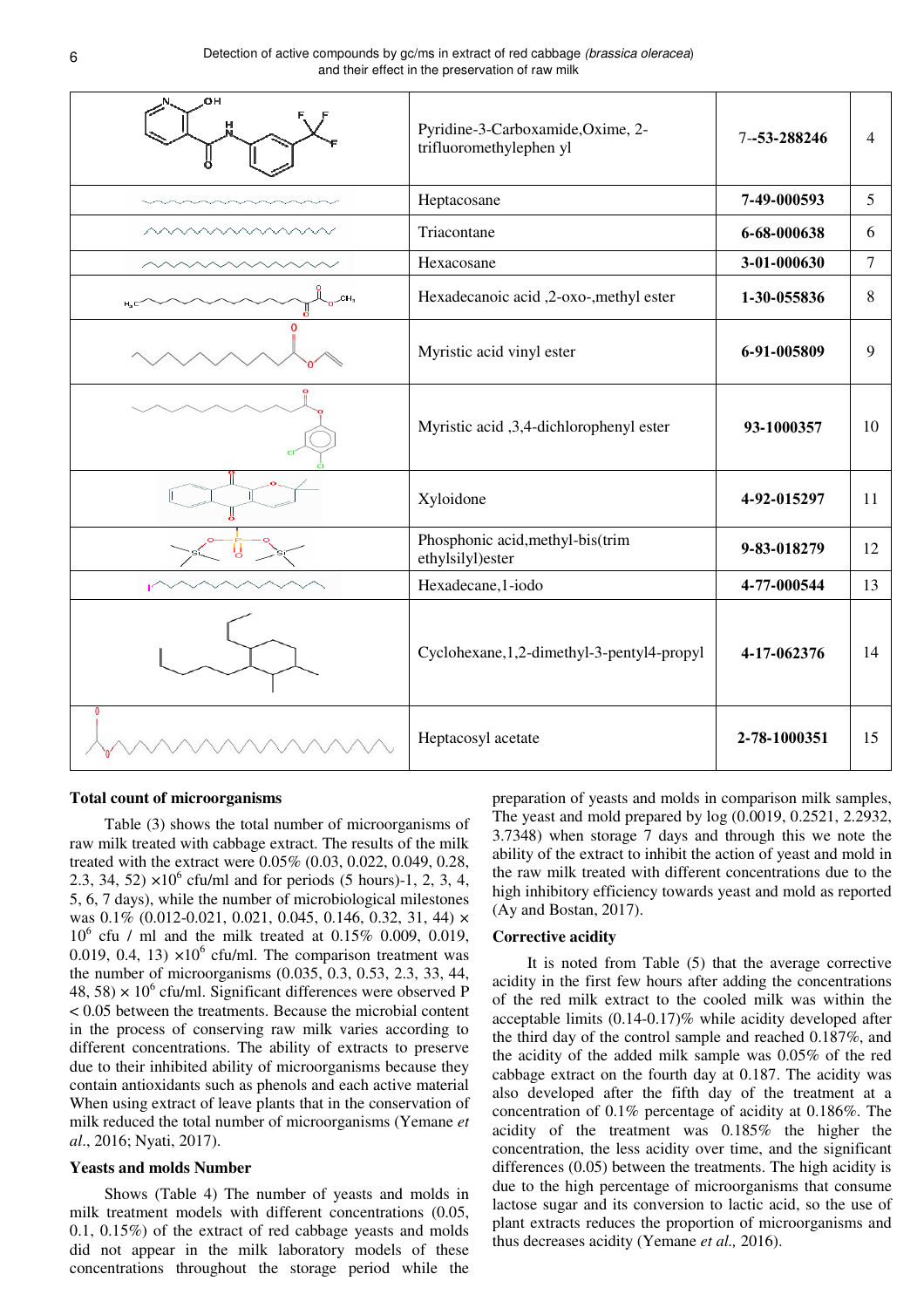| | Pyridine-3-Carboxamide,Oxime, 2-trifluoromethylephen yl | **7--53-288246** | 4 |
|---|---|---|---|
| | Heptacosane | **7-49-000593** | 5 |
| | Triacontane | **6-68-000638** | 6 |
| | Hexacosane | **3-01-000630** | 7 |
| | Hexadecanoic acid ,2-oxo-,methyl ester | **1-30-055836** | 8 |
| | Myristic acid vinyl ester | **6-91-005809** | 9 |
| | Myristic acid ,3,4-dichlorophenyl ester | **93-1000357** | 10 |
| | Xyloidone | **4-92-015297** | 11 |
| | Phosphonic acid,methyl-bis(trim ethylsilyl)ester | **9-83-018279** | 12 |
| | Hexadecane,1-iodo | **4-77-000544** | 13 |
| | Cyclohexane,1,2-dimethyl-3-pentyl4-propyl | **4-17-062376** | 14 |
| | Heptacosyl acetate | **2-78-1000351** | 15 |

**Total count of microorganisms**

Table (3) shows the total number of microorganisms of raw milk treated with cabbage extract. The results of the milk treated with the extract were 0.05% (0.03, 0.022, 0.049, 0.28, 2.3, 34, 52) $\times 10^6$ cfu/ml and for periods (5 hours)-1, 2, 3, 4, 5, 6, 7 days), while the number of microbiological milestones was 0.1% (0.012-0.021, 0.021, 0.045, 0.146, 0.32, 31, 44) $\times$ $10^6$ cfu / ml and the milk treated at 0.15% 0.009, 0.019, 0.019, 0.4, 13) $\times 10^6$ cfu/ml. The comparison treatment was the number of microorganisms (0.035, 0.3, 0.53, 2.3, 33, 44, 48, 58) $\times$ $10^6$ cfu/ml. Significant differences were observed P < 0.05 between the treatments. Because the microbial content in the process of conserving raw milk varies according to different concentrations. The ability of extracts to preserve due to their inhibited ability of microorganisms because they contain antioxidants such as phenols and each active material When using extract of leave plants that in the conservation of milk reduced the total number of microorganisms (Yemane *et al*., 2016; Nyati, 2017).

**Yeasts and molds Number**

Shows (Table 4) The number of yeasts and molds in milk treatment models with different concentrations (0.05, 0.1, 0.15%) of the extract of red cabbage yeasts and molds did not appear in the milk laboratory models of these concentrations throughout the storage period while the preparation of yeasts and molds in comparison milk samples, The yeast and mold prepared by log (0.0019, 0.2521, 2.2932, 3.7348) when storage 7 days and through this we note the ability of the extract to inhibit the action of yeast and mold in the raw milk treated with different concentrations due to the high inhibitory efficiency towards yeast and mold as reported (Ay and Bostan, 2017).

**Corrective acidity**

It is noted from Table (5) that the average corrective acidity in the first few hours after adding the concentrations of the red milk extract to the cooled milk was within the acceptable limits (0.14-0.17)% while acidity developed after the third day of the control sample and reached 0.187%, and the acidity of the added milk sample was 0.05% of the red cabbage extract on the fourth day at 0.187. The acidity was also developed after the fifth day of the treatment at a concentration of 0.1% percentage of acidity at 0.186%. The acidity of the treatment was 0.185% the higher the concentration, the less acidity over time, and the significant differences (0.05) between the treatments. The high acidity is due to the high percentage of microorganisms that consume lactose sugar and its conversion to lactic acid, so the use of plant extracts reduces the proportion of microorganisms and thus decreases acidity (Yemane *et al.,* 2016).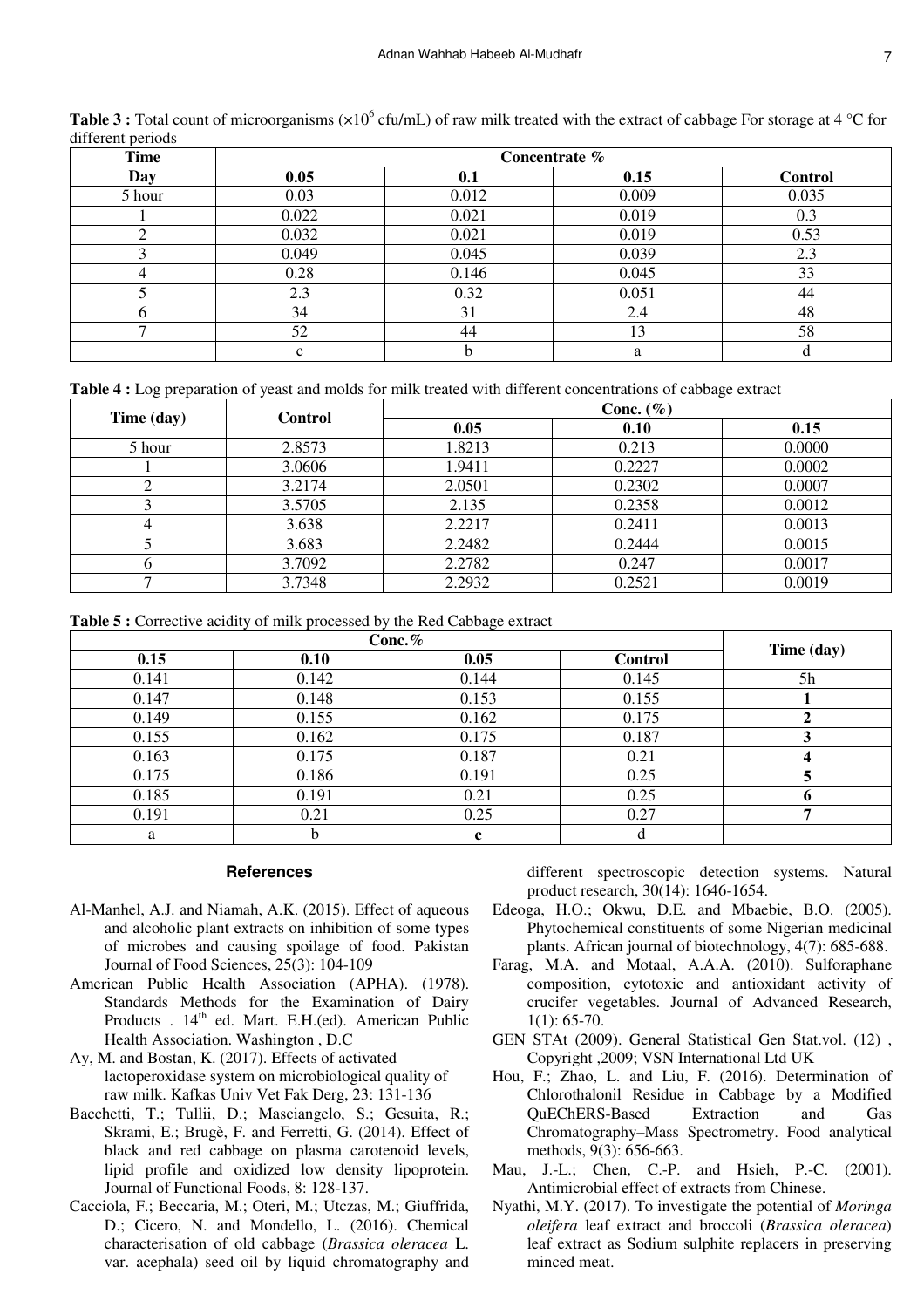**Table 3 :** Total count of microorganisms ($\times 10^6$ cfu/mL) of raw milk treated with the extract of cabbage For storage at 4 °C for different periods

| Time | Concentrate % | | | |
|---|---|---|---|---|
| Day | 0.05 | 0.1 | 0.15 | Control |
| 5 hour | 0.03 | 0.012 | 0.009 | 0.035 |
| 1 | 0.022 | 0.021 | 0.019 | 0.3 |
| 2 | 0.032 | 0.021 | 0.019 | 0.53 |
| 3 | 0.049 | 0.045 | 0.039 | 2.3 |
| 4 | 0.28 | 0.146 | 0.045 | 33 |
| 5 | 2.3 | 0.32 | 0.051 | 44 |
| 6 | 34 | 31 | 2.4 | 48 |
| 7 | 52 | 44 | 13 | 58 |
| | c | b | a | d |

**Table 4 :** Log preparation of yeast and molds for milk treated with different concentrations of cabbage extract

| Time (day) | Control | Conc. (%) | | |
|---|---|---|---|---|
| | | 0.05 | 0.10 | 0.15 |
| 5 hour | 2.8573 | 1.8213 | 0.213 | 0.0000 |
| 1 | 3.0606 | 1.9411 | 0.2227 | 0.0002 |
| 2 | 3.2174 | 2.0501 | 0.2302 | 0.0007 |
| 3 | 3.5705 | 2.135 | 0.2358 | 0.0012 |
| 4 | 3.638 | 2.2217 | 0.2411 | 0.0013 |
| 5 | 3.683 | 2.2482 | 0.2444 | 0.0015 |
| 6 | 3.7092 | 2.2782 | 0.247 | 0.0017 |
| 7 | 3.7348 | 2.2932 | 0.2521 | 0.0019 |

**Table 5 :** Corrective acidity of milk processed by the Red Cabbage extract

| Conc.% | | | | Time (day) |
|---|---|---|---|---|
| 0.15 | 0.10 | 0.05 | Control | |
| 0.141 | 0.142 | 0.144 | 0.145 | 5h |
| 0.147 | 0.148 | 0.153 | 0.155 | **1** |
| 0.149 | 0.155 | 0.162 | 0.175 | **2** |
| 0.155 | 0.162 | 0.175 | 0.187 | **3** |
| 0.163 | 0.175 | 0.187 | 0.21 | **4** |
| 0.175 | 0.186 | 0.191 | 0.25 | **5** |
| 0.185 | 0.191 | 0.21 | 0.25 | **6** |
| 0.191 | 0.21 | 0.25 | 0.27 | **7** |
| a | b | **c** | d | |

## References

Al-Manhel, A.J. and Niamah, A.K. (2015). Effect of aqueous and alcoholic plant extracts on inhibition of some types of microbes and causing spoilage of food. Pakistan Journal of Food Sciences, 25(3): 104-109

American Public Health Association (APHA). (1978). Standards Methods for the Examination of Dairy Products . 14th ed. Mart. E.H.(ed). American Public Health Association. Washington , D.C

Ay, M. and Bostan, K. (2017). Effects of activated lactoperoxidase system on microbiological quality of raw milk. Kafkas Univ Vet Fak Derg, 23: 131-136

Bacchetti, T.; Tullii, D.; Masciangelo, S.; Gesuita, R.; Skrami, E.; Brugè, F. and Ferretti, G. (2014). Effect of black and red cabbage on plasma carotenoid levels, lipid profile and oxidized low density lipoprotein. Journal of Functional Foods, 8: 128-137.

Cacciola, F.; Beccaria, M.; Oteri, M.; Utczas, M.; Giuffrida, D.; Cicero, N. and Mondello, L. (2016). Chemical characterisation of old cabbage (*Brassica oleracea* L. var. acephala) seed oil by liquid chromatography and different spectroscopic detection systems. Natural product research, 30(14): 1646-1654.

Edeoga, H.O.; Okwu, D.E. and Mbaebie, B.O. (2005). Phytochemical constituents of some Nigerian medicinal plants. African journal of biotechnology, 4(7): 685-688.

Farag, M.A. and Motaal, A.A.A. (2010). Sulforaphane composition, cytotoxic and antioxidant activity of crucifer vegetables. Journal of Advanced Research, 1(1): 65-70.

GEN STAt (2009). General Statistical Gen Stat.vol. (12) , Copyright ,2009; VSN International Ltd UK

Hou, F.; Zhao, L. and Liu, F. (2016). Determination of Chlorothalonil Residue in Cabbage by a Modified QuEChERS-Based Extraction and Gas Chromatography–Mass Spectrometry. Food analytical methods, 9(3): 656-663.

Mau, J.-L.; Chen, C.-P. and Hsieh, P.-C. (2001). Antimicrobial effect of extracts from Chinese.

Nyathi, M.Y. (2017). To investigate the potential of *Moringa oleifera* leaf extract and broccoli (*Brassica oleracea*) leaf extract as Sodium sulphite replacers in preserving minced meat.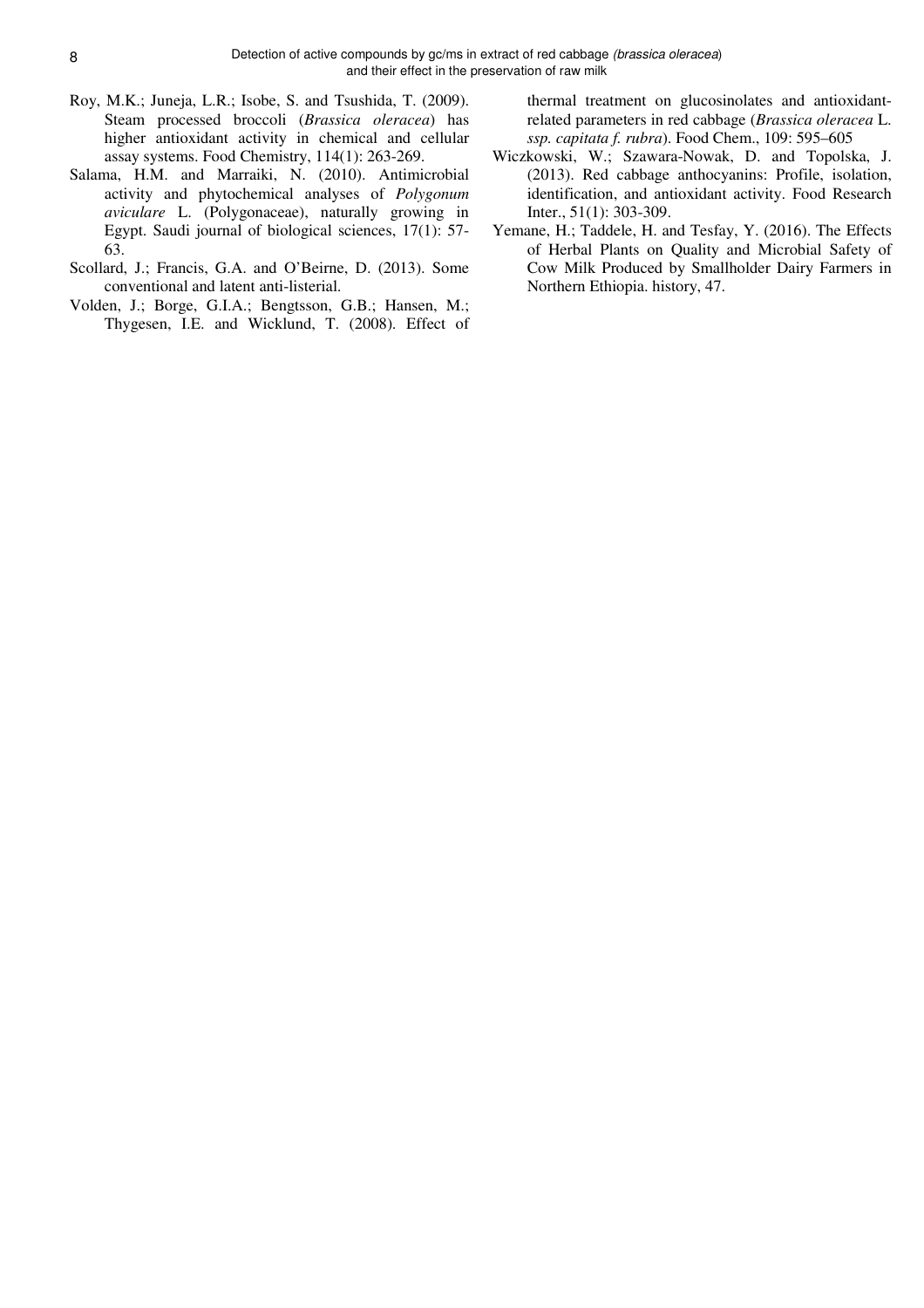Roy, M.K.; Juneja, L.R.; Isobe, S. and Tsushida, T. (2009). Steam processed broccoli (*Brassica oleracea*) has higher antioxidant activity in chemical and cellular assay systems. Food Chemistry, 114(1): 263-269.

Salama, H.M. and Marraiki, N. (2010). Antimicrobial activity and phytochemical analyses of *Polygonum aviculare* L. (Polygonaceae), naturally growing in Egypt. Saudi journal of biological sciences, 17(1): 57-63.

Scollard, J.; Francis, G.A. and O'Beirne, D. (2013). Some conventional and latent anti-listerial.

Volden, J.; Borge, G.I.A.; Bengtsson, G.B.; Hansen, M.; Thygesen, I.E. and Wicklund, T. (2008). Effect of thermal treatment on glucosinolates and antioxidant-related parameters in red cabbage (*Brassica oleracea* L. *ssp. capitata f. rubra*). Food Chem., 109: 595–605

Wiczkowski, W.; Szawara-Nowak, D. and Topolska, J. (2013). Red cabbage anthocyanins: Profile, isolation, identification, and antioxidant activity. Food Research Inter., 51(1): 303-309.

Yemane, H.; Taddele, H. and Tesfay, Y. (2016). The Effects of Herbal Plants on Quality and Microbial Safety of Cow Milk Produced by Smallholder Dairy Farmers in Northern Ethiopia. history, 47.